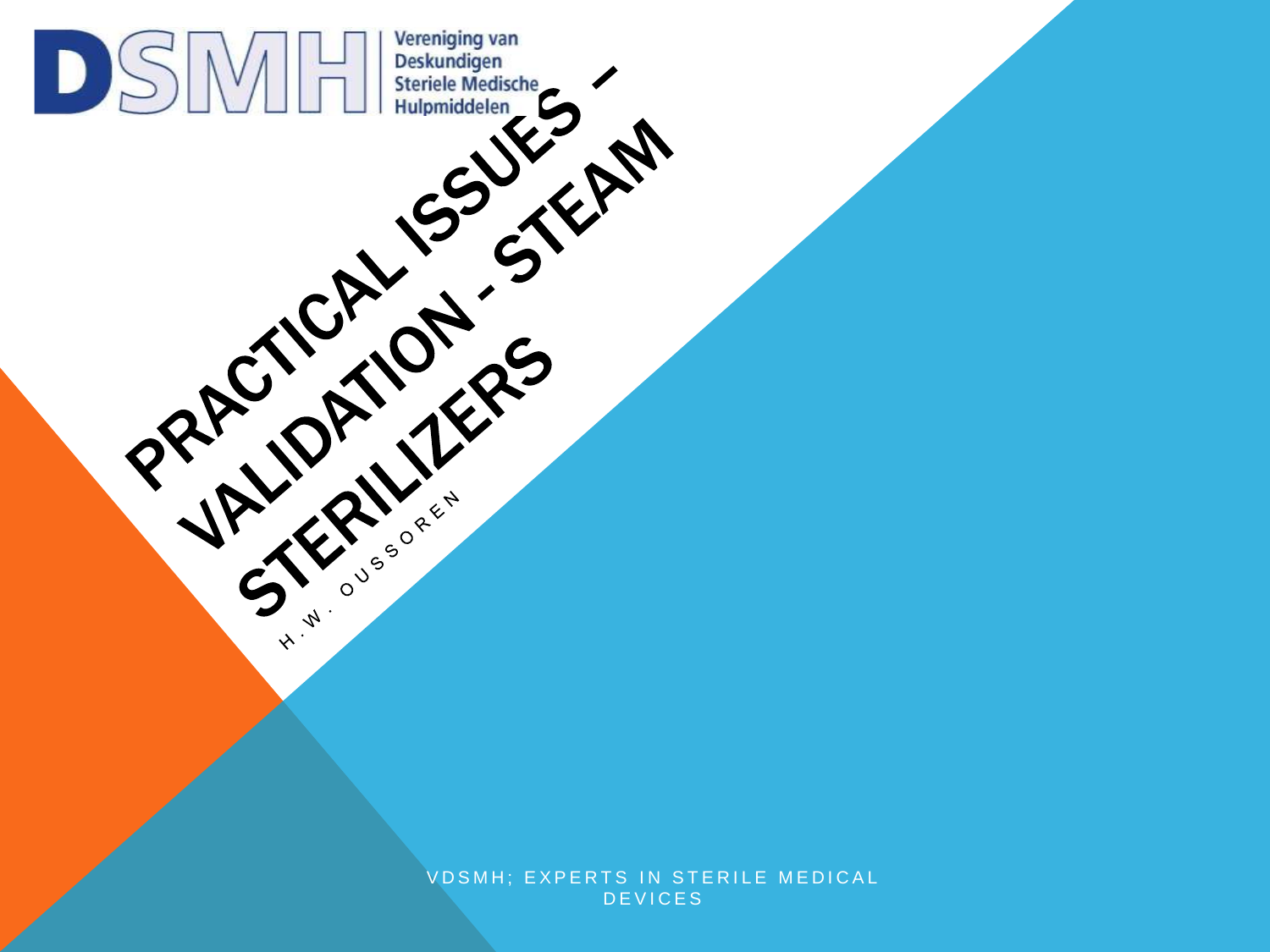DSMH Vereniging van Deskundigen Steriele Medische Hulpmiddelen

# PRACTICAL ISSUES – VALIDATION - STEAM STERILIZERS

H.W. OUSSOREN

VDSMH; EXPERTS IN STERILE MEDICAL DEVICES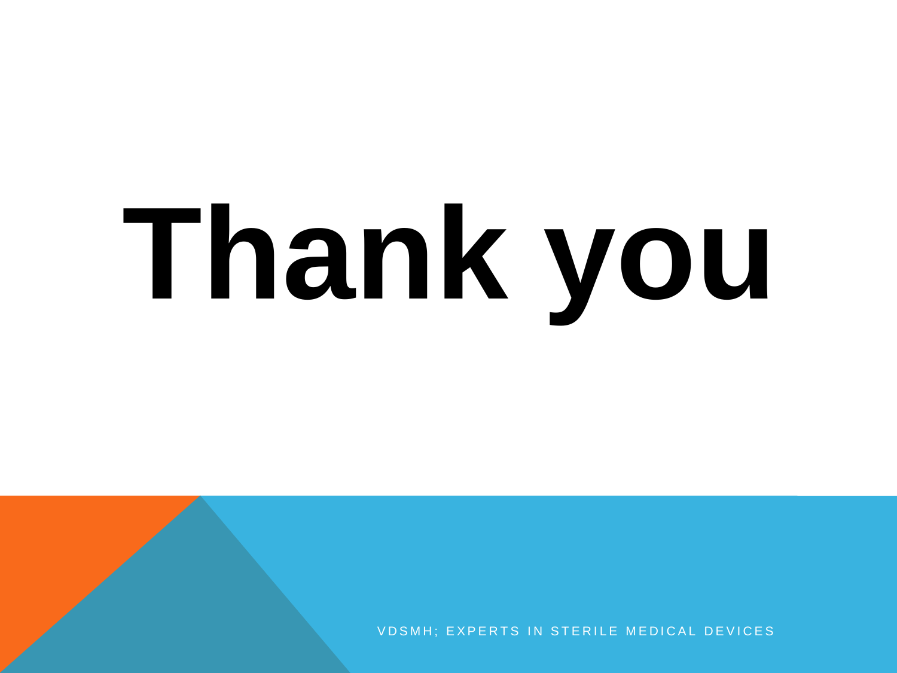# Thank you

VDSMH; EXPERTS IN STERILE MEDICAL DEVICES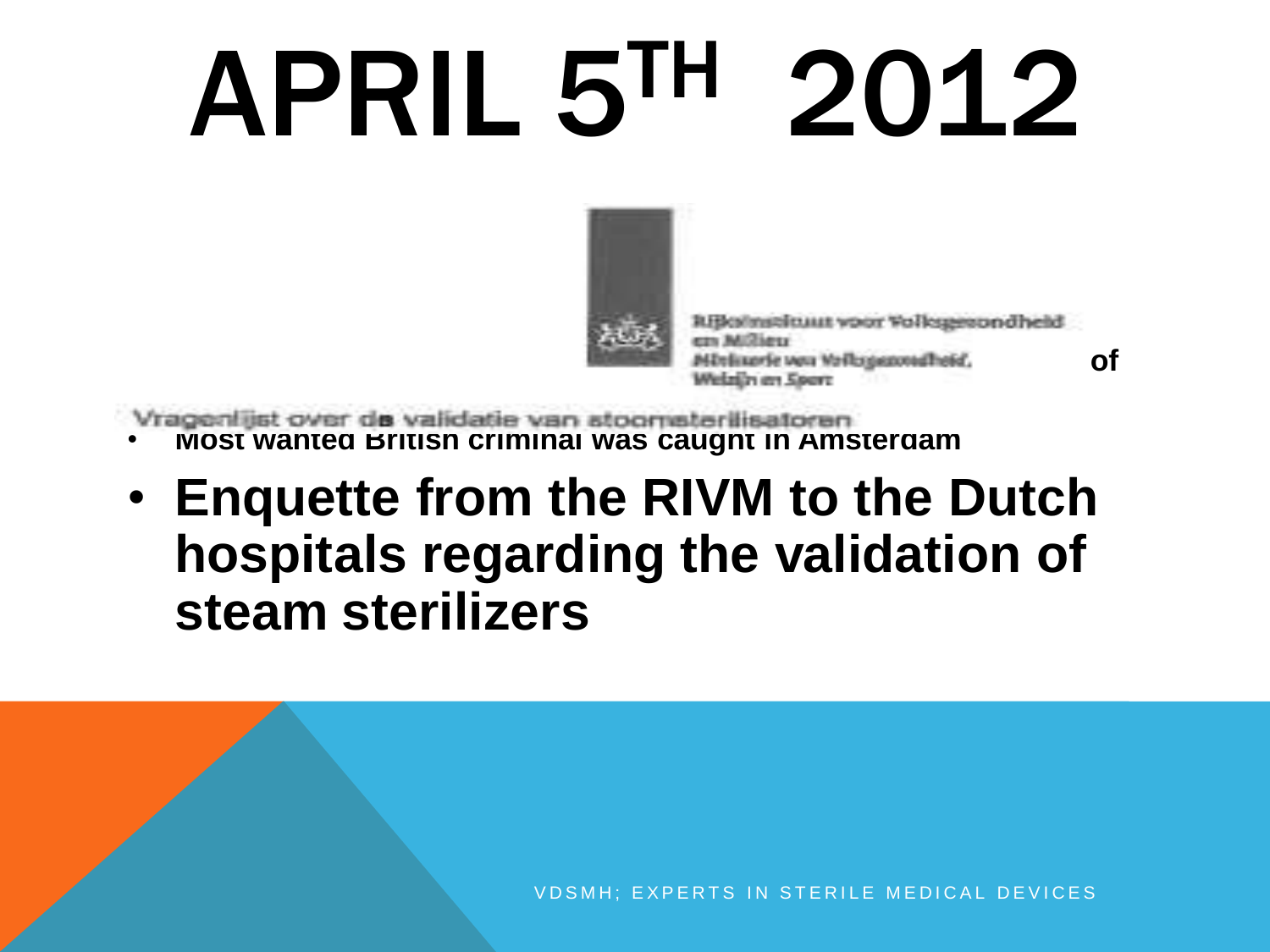# APRIL 5TH 2012

Rijksinstituut voor Volksgezondheid en Milieu
Ministerie van Volksgezondheid, Welzijn en Sport

of

Vragenlijst over de validatie van stoomsterilisatoren

- Most wanted British criminal was caught in Amsterdam
- **Enquette from the RIVM to the Dutch hospitals regarding the validation of steam sterilizers**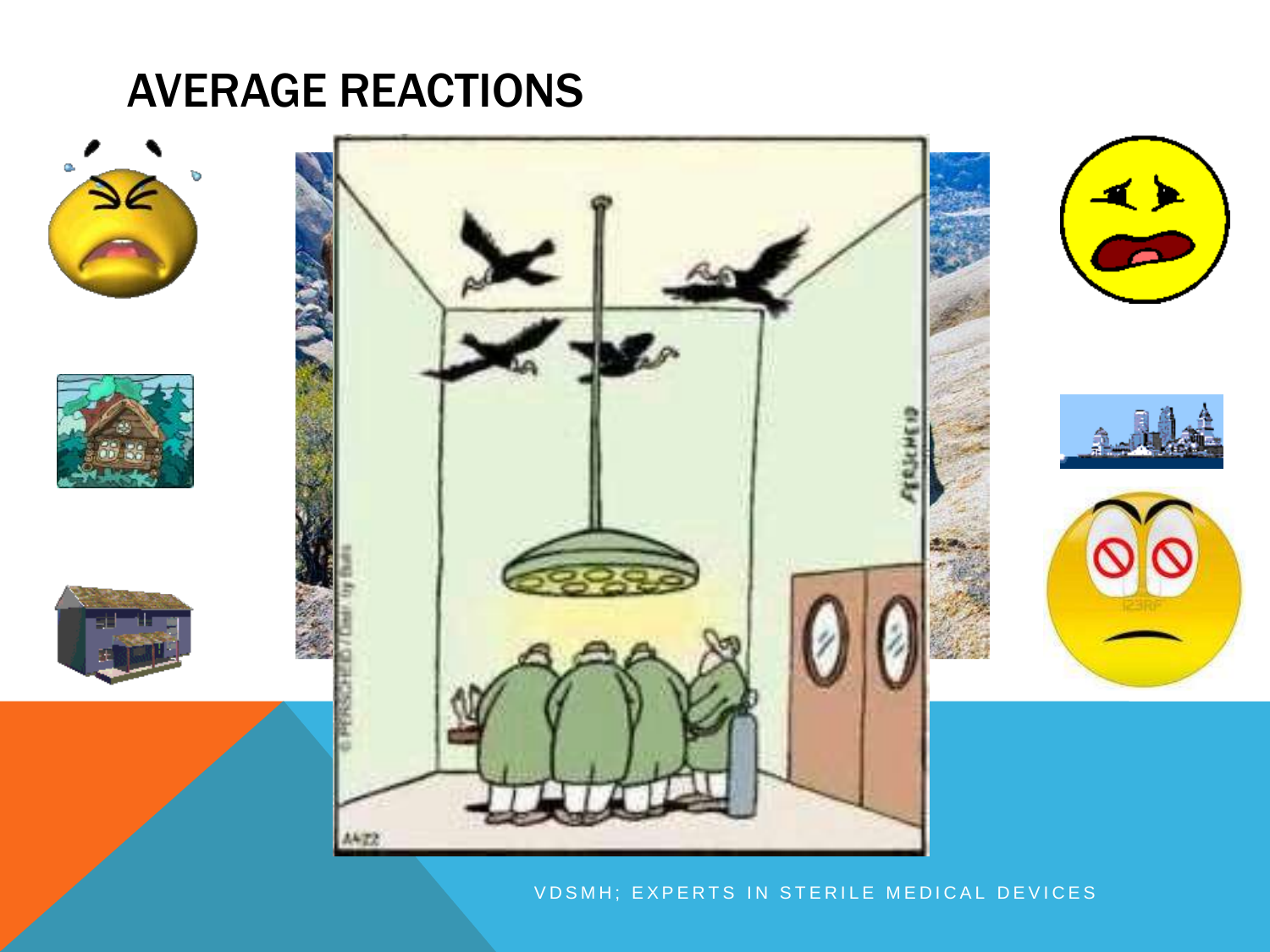# AVERAGE REACTIONS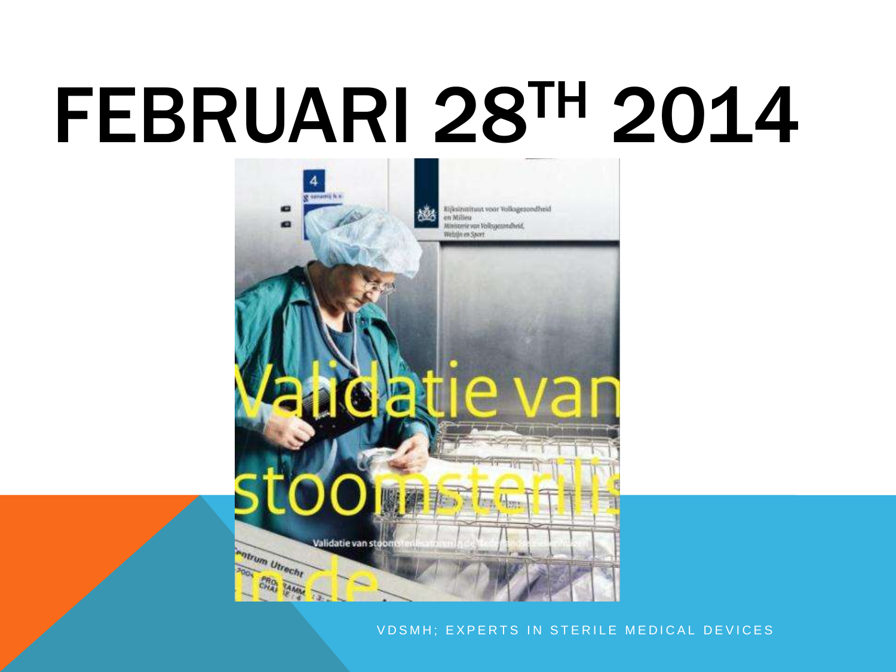# FEBRUARI 28TH 2014

VDSMH; EXPERTS IN STERILE MEDICAL DEVICES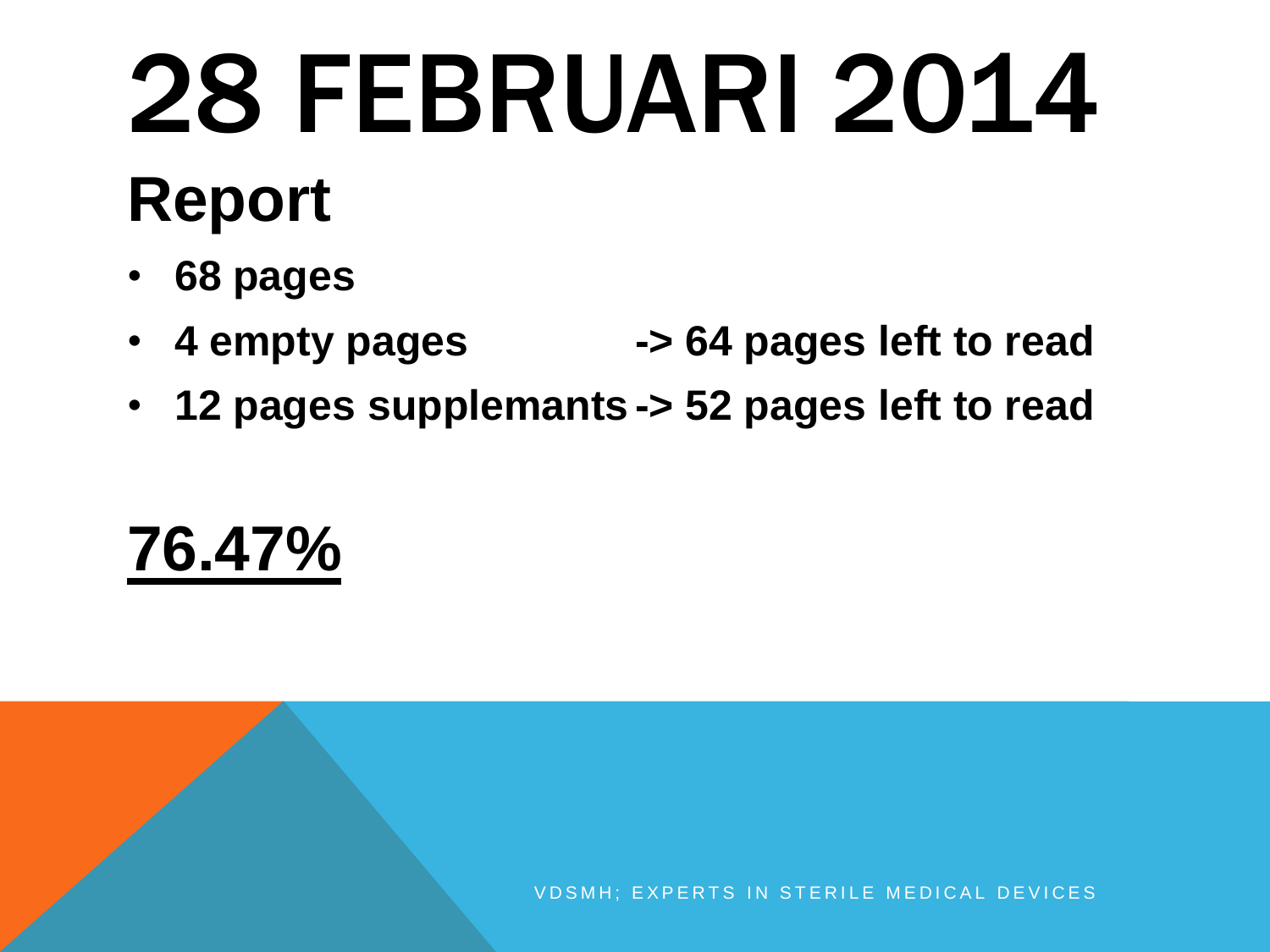# 28 FEBRUARI 2014

## Report

- 68 pages
- 4 empty pages -> 64 pages left to read
- 12 pages supplemants -> 52 pages left to read

**76.47%**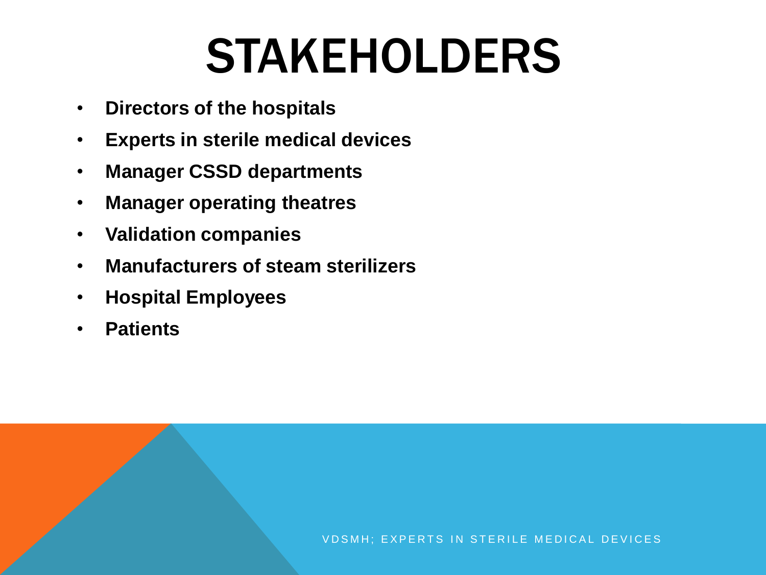# STAKEHOLDERS

- **Directors of the hospitals**
- **Experts in sterile medical devices**
- **Manager CSSD departments**
- **Manager operating theatres**
- **Validation companies**
- **Manufacturers of steam sterilizers**
- **Hospital Employees**
- **Patients**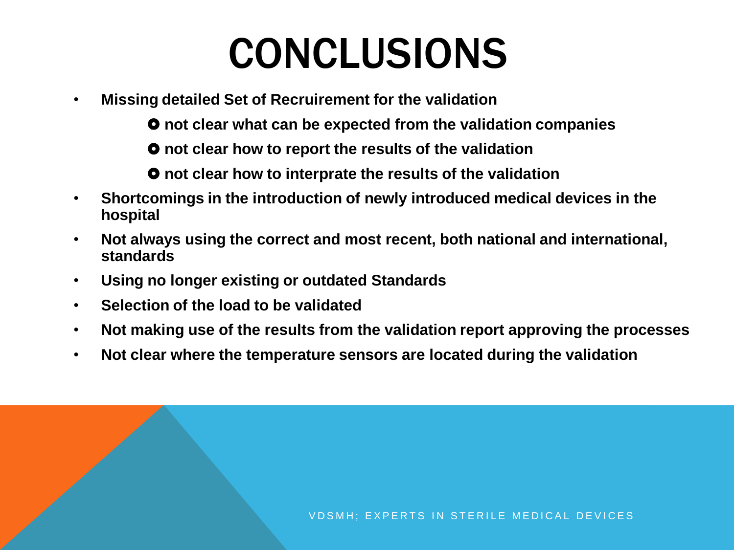# CONCLUSIONS

- **Missing detailed Set of Recruirement for the validation**
  - **not clear what can be expected from the validation companies**
  - **not clear how to report the results of the validation**
  - **not clear how to interprate the results of the validation**
- **Shortcomings in the introduction of newly introduced medical devices in the hospital**
- **Not always using the correct and most recent, both national and international, standards**
- **Using no longer existing or outdated Standards**
- **Selection of the load to be validated**
- **Not making use of the results from the validation report approving the processes**
- **Not clear where the temperature sensors are located during the validation**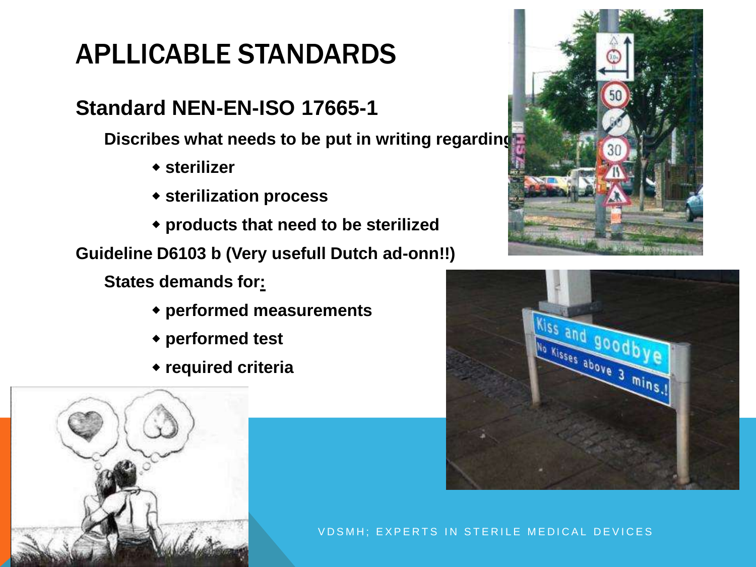# APLLICABLE STANDARDS

## Standard NEN-EN-ISO 17665-1

**Discribes what needs to be put in writing regarding**

- **sterilizer**
- **sterilization process**
- **products that need to be sterilized**

**Guideline D6103 b (Very usefull Dutch ad-onn!!)**

**States demands for:**

- **performed measurements**
- **performed test**
- **required criteria**

VDSMH; EXPERTS IN STERILE MEDICAL DEVICES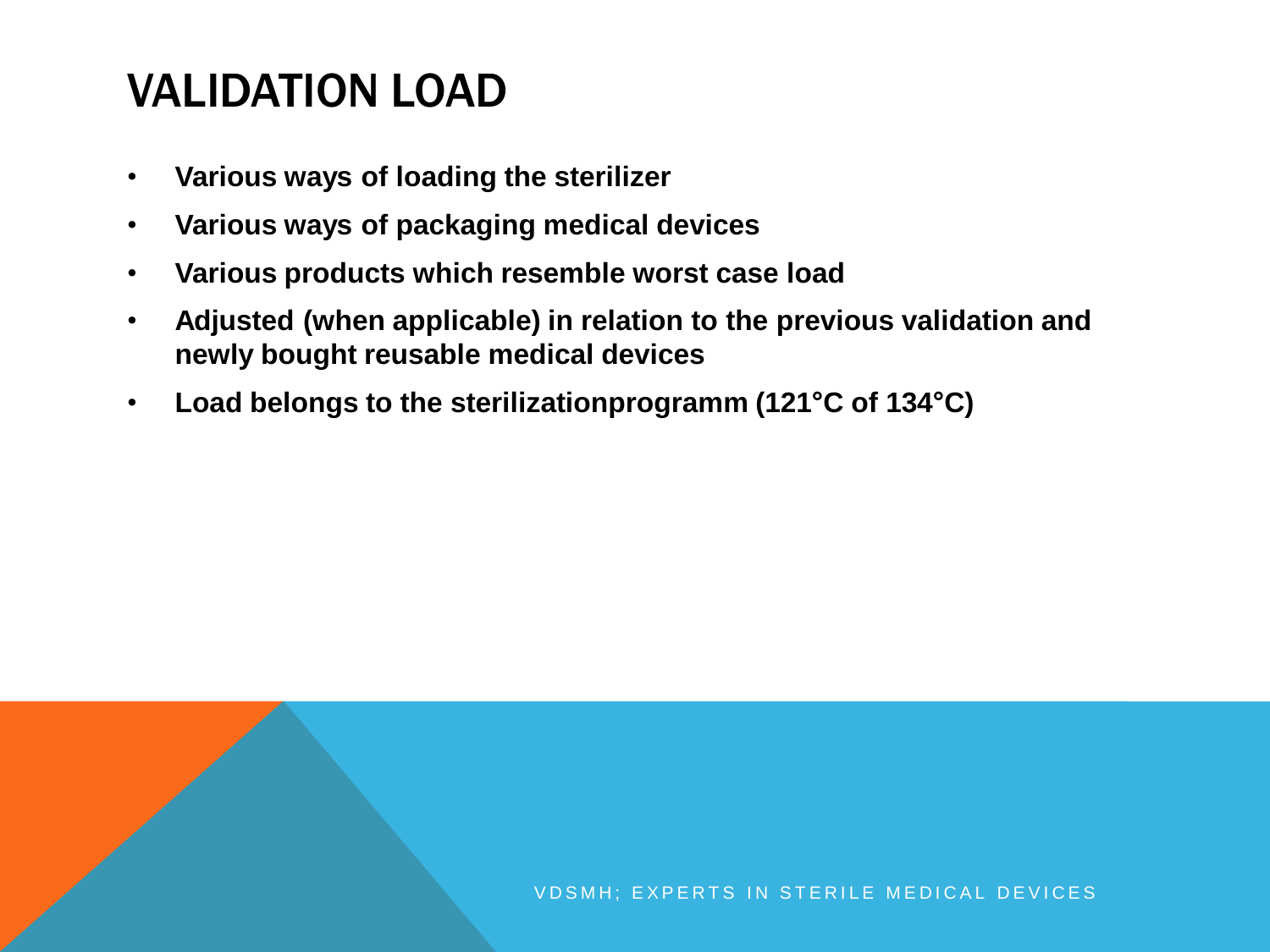# VALIDATION LOAD

- **Various ways of loading the sterilizer**
- **Various ways of packaging medical devices**
- **Various products which resemble worst case load**
- **Adjusted (when applicable) in relation to the previous validation and newly bought reusable medical devices**
- **Load belongs to the sterilizationprogramm (121°C of 134°C)**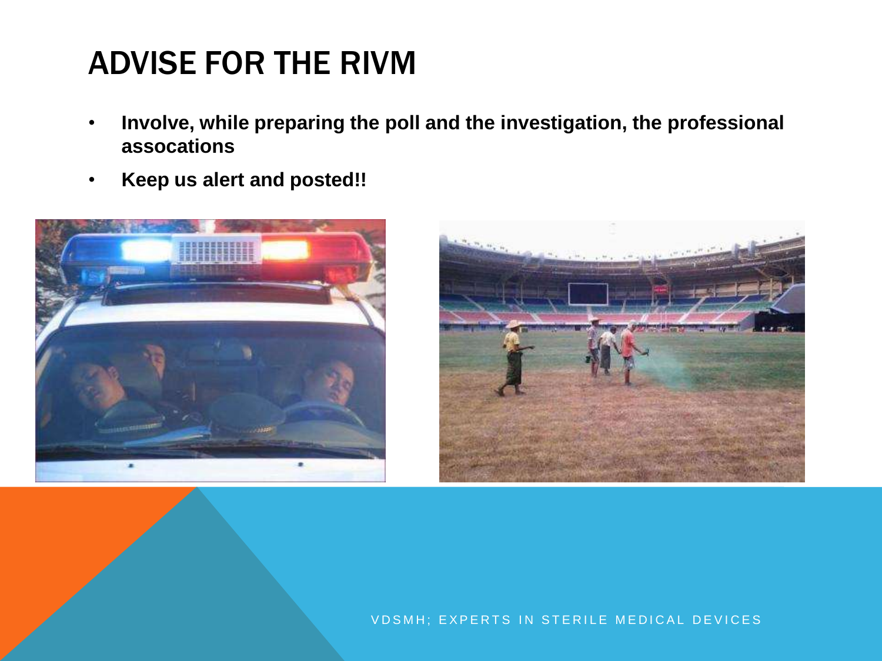# ADVISE FOR THE RIVM

- **Involve, while preparing the poll and the investigation, the professional assocations**
- **Keep us alert and posted!!**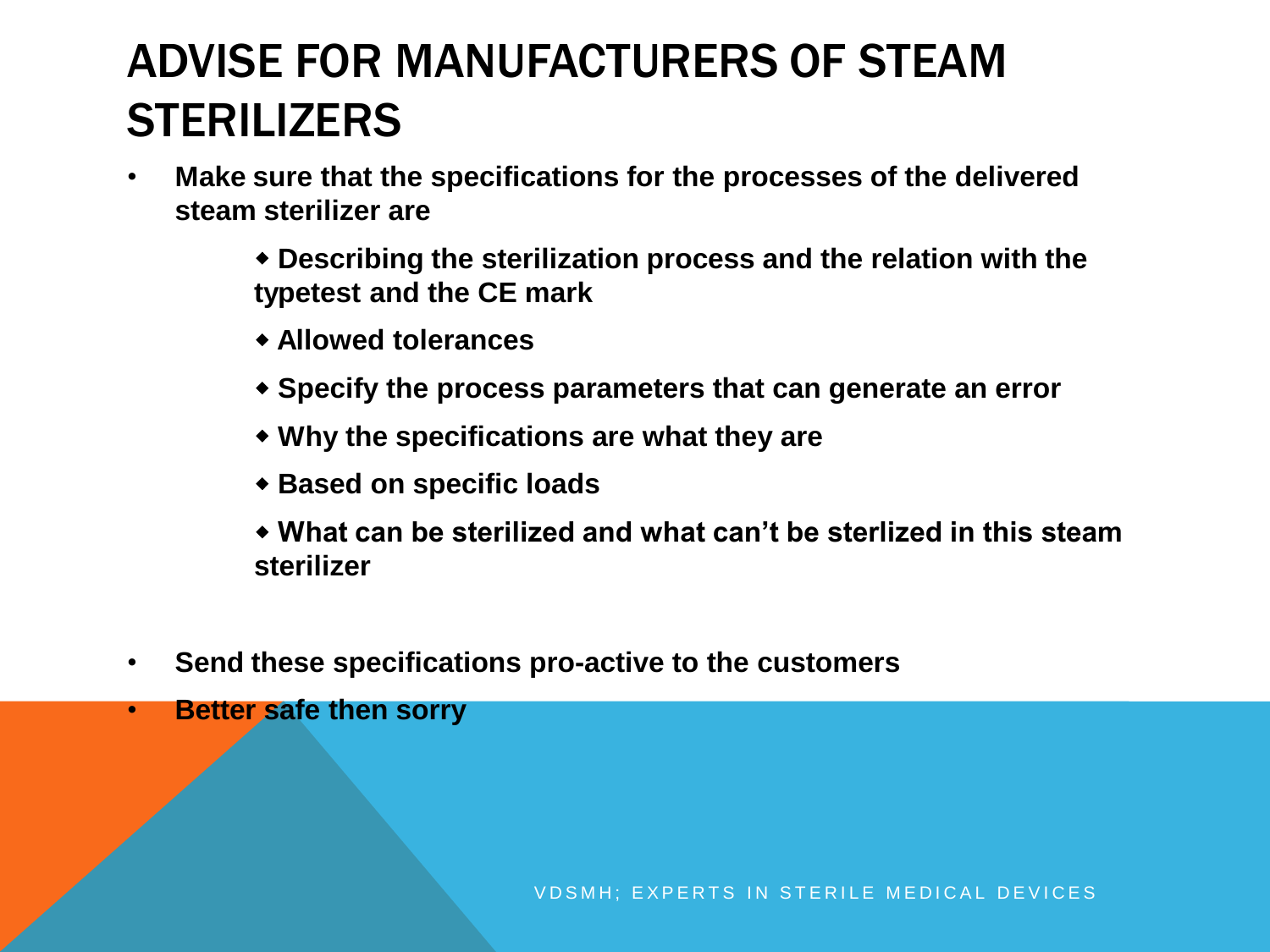# ADVISE FOR MANUFACTURERS OF STEAM STERILIZERS

- **Make sure that the specifications for the processes of the delivered steam sterilizer are**
  - **Describing the sterilization process and the relation with the typetest and the CE mark**
  - **Allowed tolerances**
  - **Specify the process parameters that can generate an error**
  - **Why the specifications are what they are**
  - **Based on specific loads**
  - **What can be sterilized and what can't be sterlized in this steam sterilizer**

- **Send these specifications pro-active to the customers**
- **Better safe then sorry**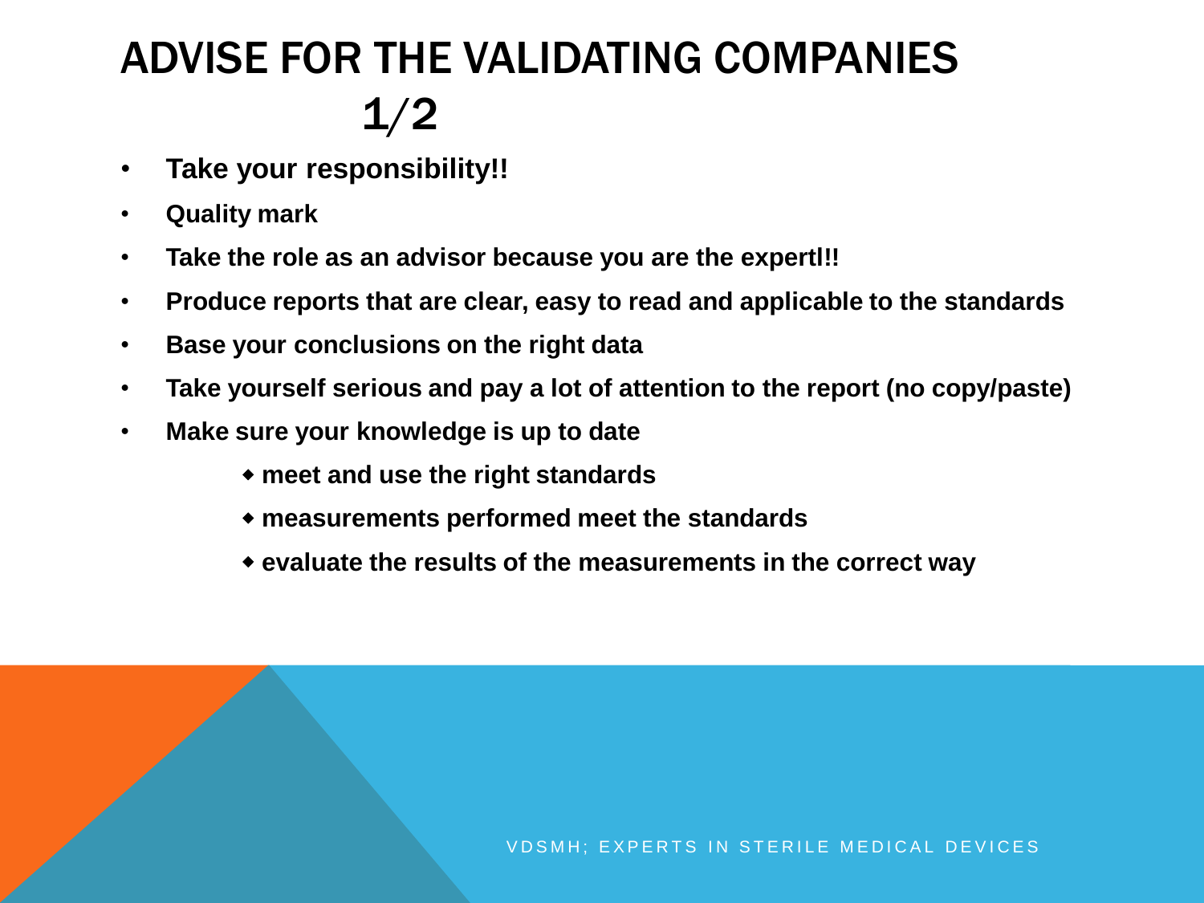# ADVISE FOR THE VALIDATING COMPANIES 1/2

- **Take your responsibility!!**
- **Quality mark**
- **Take the role as an advisor because you are the expertl!!**
- **Produce reports that are clear, easy to read and applicable to the standards**
- **Base your conclusions on the right data**
- **Take yourself serious and pay a lot of attention to the report (no copy/paste)**
- **Make sure your knowledge is up to date**
  - **meet and use the right standards**
  - **measurements performed meet the standards**
  - **evaluate the results of the measurements in the correct way**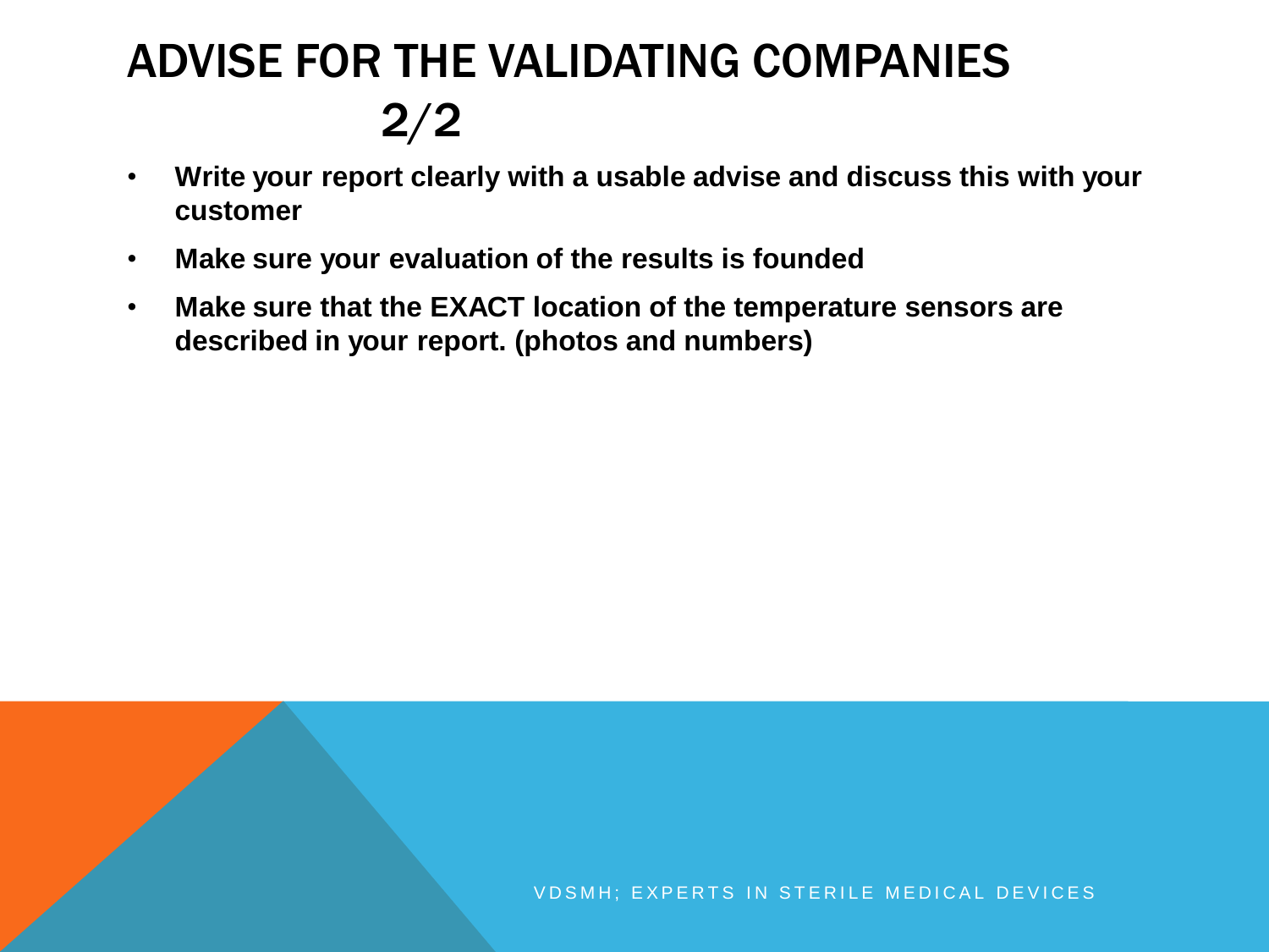# ADVISE FOR THE VALIDATING COMPANIES 2/2

- **Write your report clearly with a usable advise and discuss this with your customer**
- **Make sure your evaluation of the results is founded**
- **Make sure that the EXACT location of the temperature sensors are described in your report. (photos and numbers)**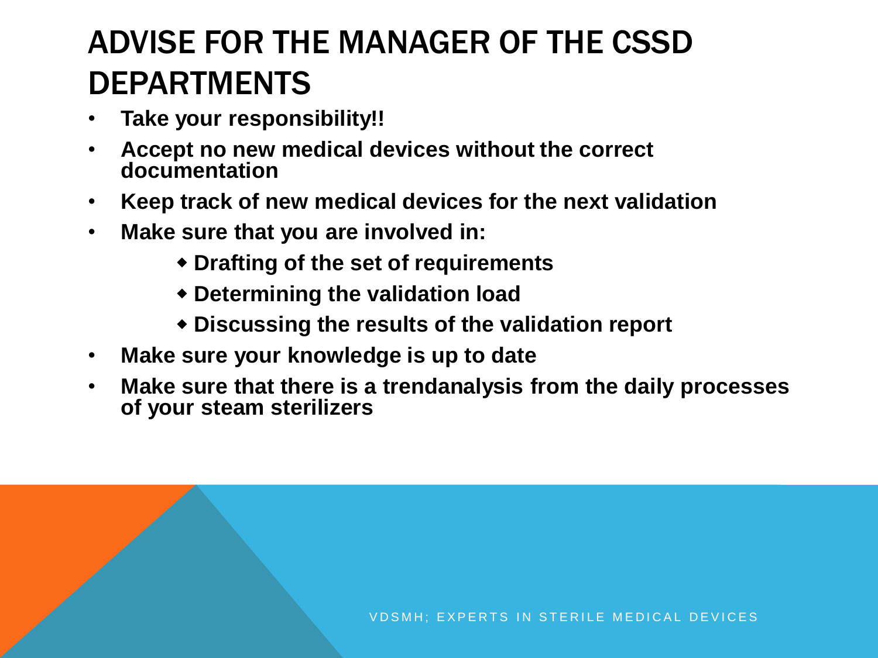# ADVISE FOR THE MANAGER OF THE CSSD DEPARTMENTS

- **Take your responsibility!!**
- **Accept no new medical devices without the correct documentation**
- **Keep track of new medical devices for the next validation**
- **Make sure that you are involved in:**
  - **Drafting of the set of requirements**
  - **Determining the validation load**
  - **Discussing the results of the validation report**
- **Make sure your knowledge is up to date**
- **Make sure that there is a trendanalysis from the daily processes of your steam sterilizers**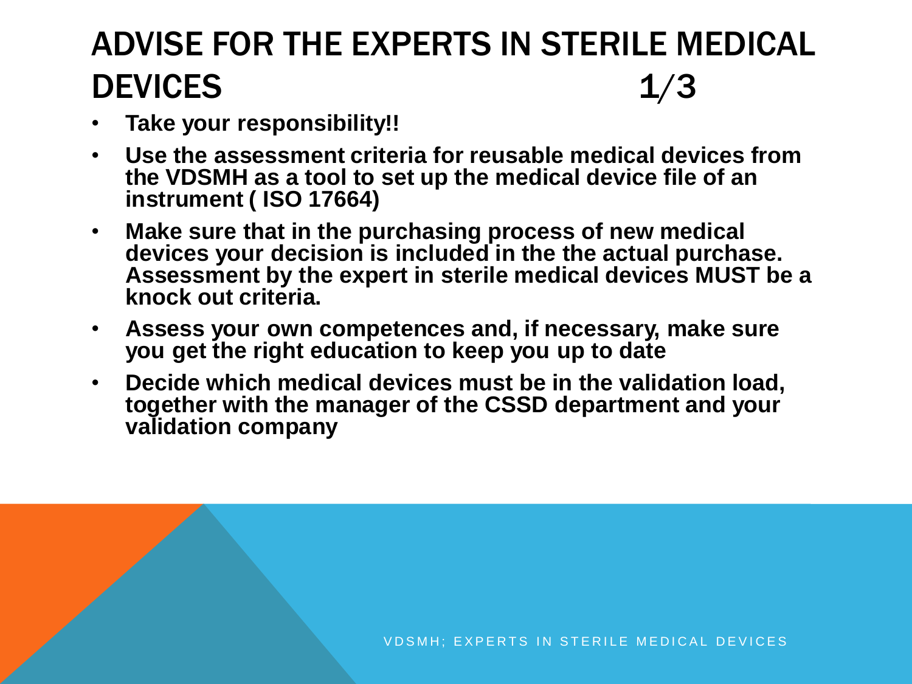# ADVISE FOR THE EXPERTS IN STERILE MEDICAL DEVICES 1/3

- **Take your responsibility!!**
- **Use the assessment criteria for reusable medical devices from the VDSMH as a tool to set up the medical device file of an instrument ( ISO 17664)**
- **Make sure that in the purchasing process of new medical devices your decision is included in the the actual purchase. Assessment by the expert in sterile medical devices MUST be a knock out criteria.**
- **Assess your own competences and, if necessary, make sure you get the right education to keep you up to date**
- **Decide which medical devices must be in the validation load, together with the manager of the CSSD department and your validation company**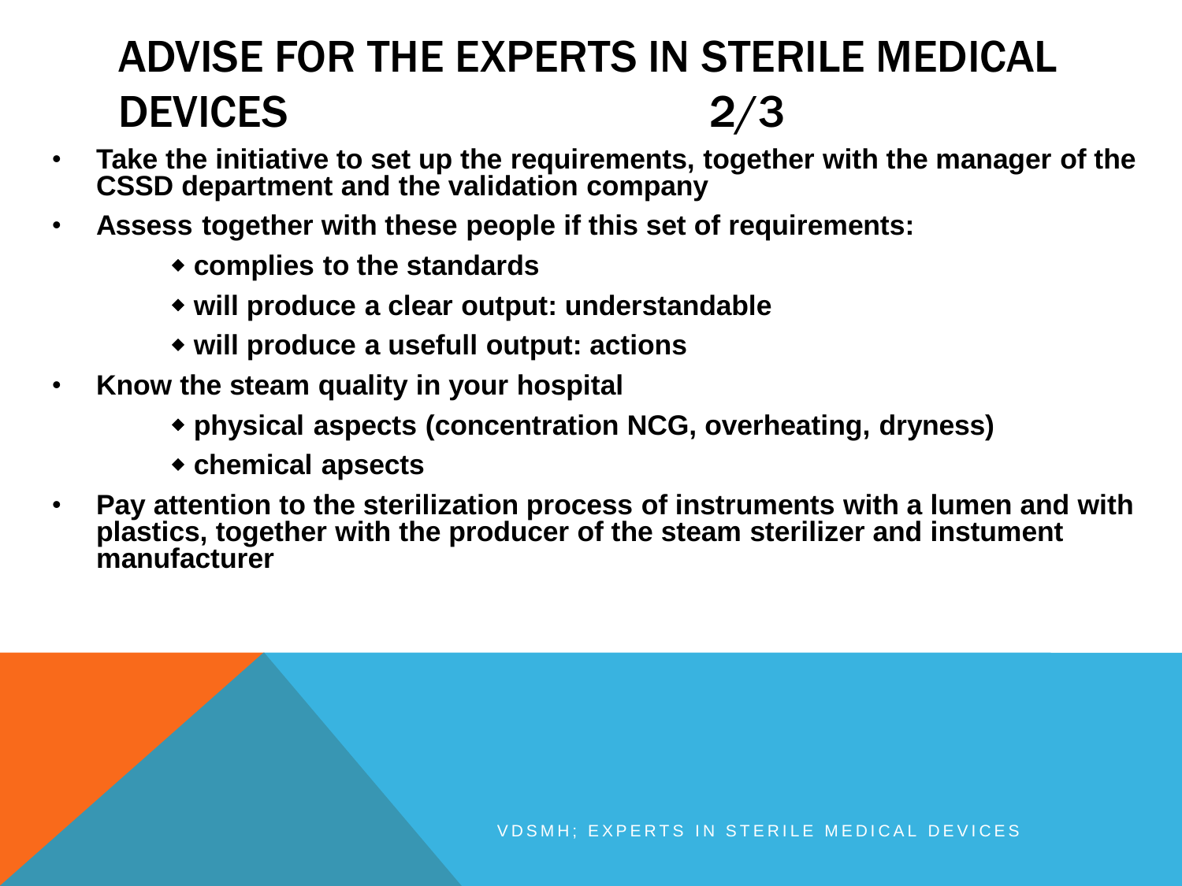# ADVISE FOR THE EXPERTS IN STERILE MEDICAL DEVICES 2/3

- **Take the initiative to set up the requirements, together with the manager of the CSSD department and the validation company**
- **Assess together with these people if this set of requirements:**
  - **complies to the standards**
  - **will produce a clear output: understandable**
  - **will produce a usefull output: actions**
- **Know the steam quality in your hospital**
  - **physical aspects (concentration NCG, overheating, dryness)**
  - **chemical apsects**
- **Pay attention to the sterilization process of instruments with a lumen and with plastics, together with the producer of the steam sterilizer and instument manufacturer**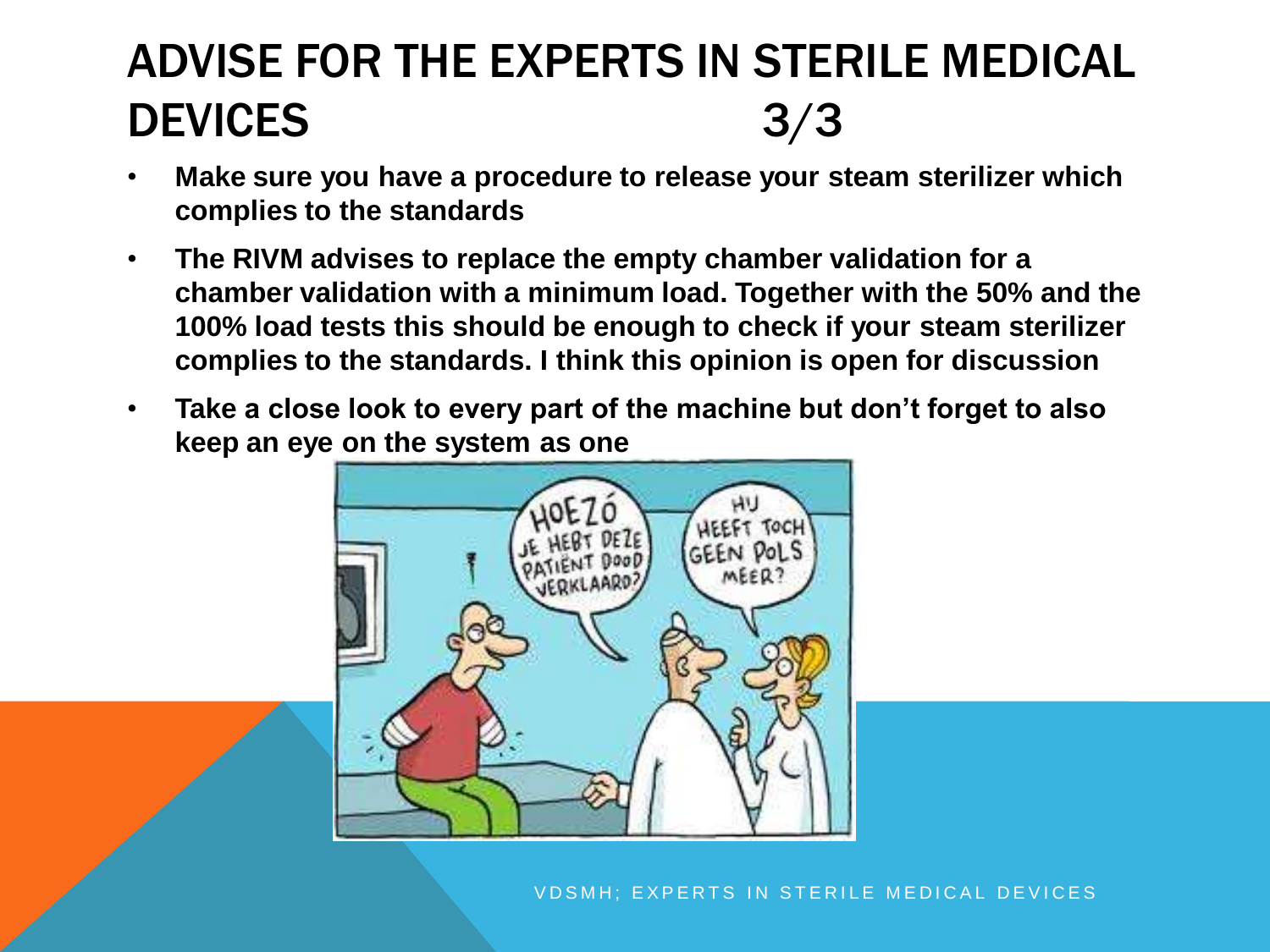# ADVISE FOR THE EXPERTS IN STERILE MEDICAL DEVICES 3/3

- **Make sure you have a procedure to release your steam sterilizer which complies to the standards**
- **The RIVM advises to replace the empty chamber validation for a chamber validation with a minimum load. Together with the 50% and the 100% load tests this should be enough to check if your steam sterilizer complies to the standards. I think this opinion is open for discussion**
- **Take a close look to every part of the machine but don't forget to also keep an eye on the system as one**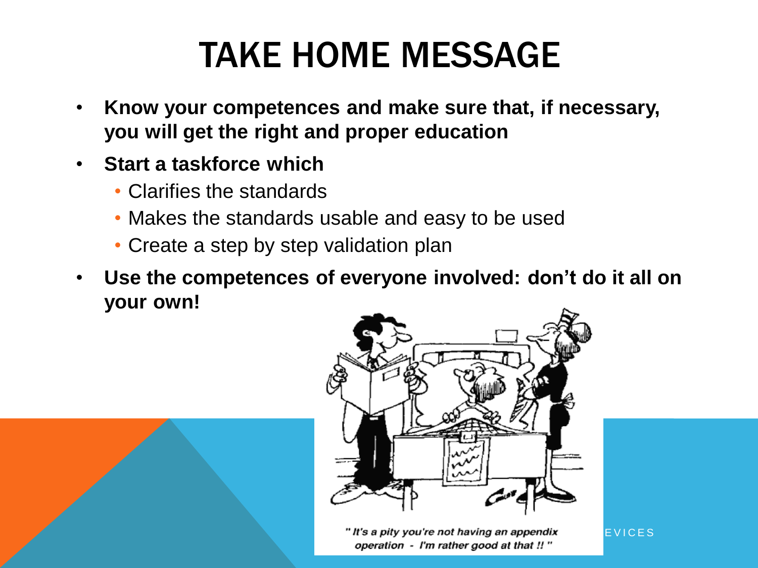# TAKE HOME MESSAGE

- **Know your competences and make sure that, if necessary, you will get the right and proper education**
- **Start a taskforce which**
  - Clarifies the standards
  - Makes the standards usable and easy to be used
  - Create a step by step validation plan
- **Use the competences of everyone involved: don't do it all on your own!**

" It's a pity you're not having an appendix operation - I'm rather good at that !! "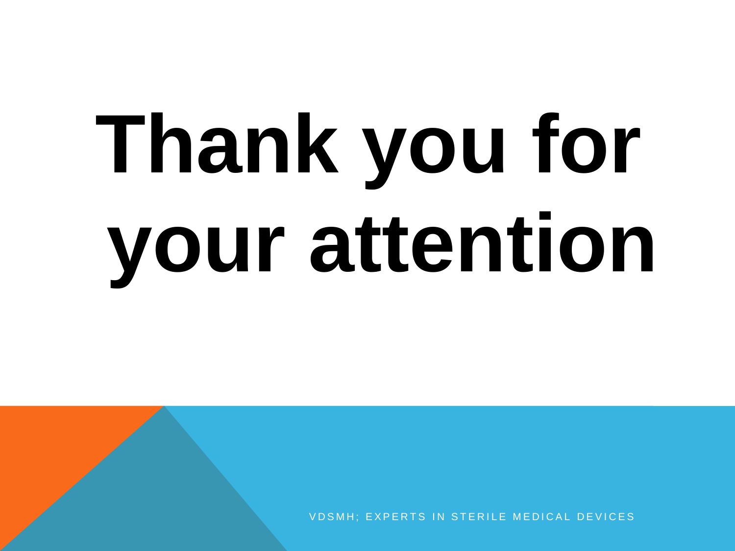# Thank you for your attention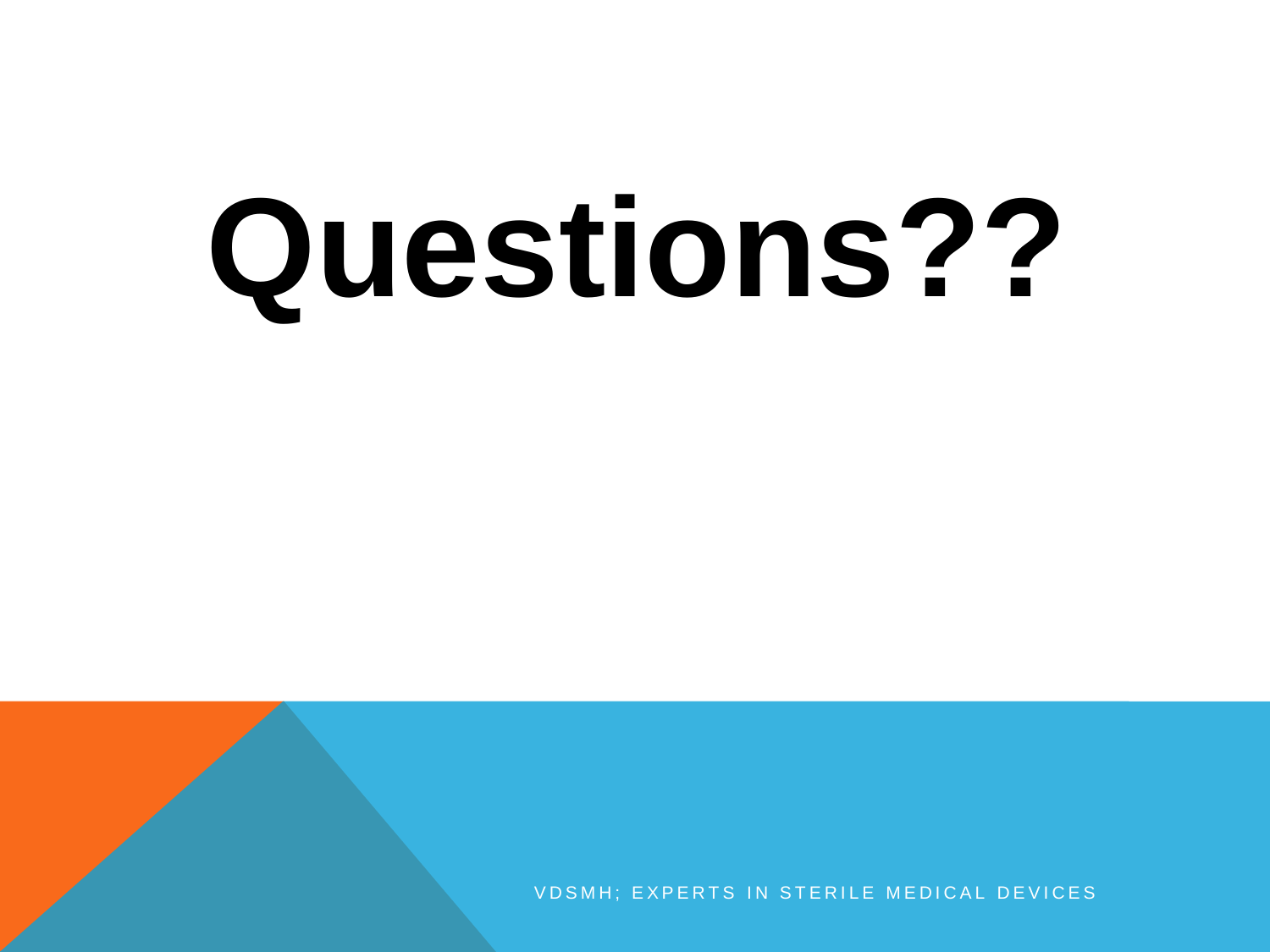# Questions??